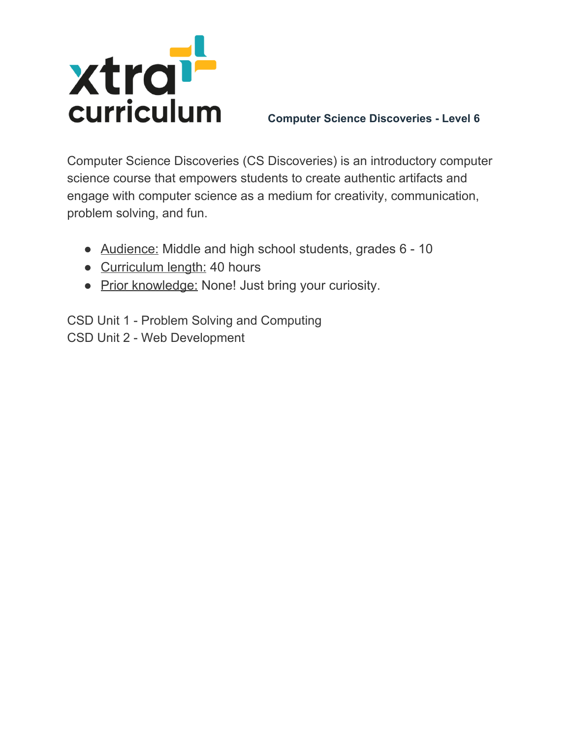xtra curriculum

**Computer Science Discoveries - Level 6**

Computer Science Discoveries (CS Discoveries) is an introductory computer science course that empowers students to create authentic artifacts and engage with computer science as a medium for creativity, communication, problem solving, and fun.

- Audience: Middle and high school students, grades 6 - 10
- Curriculum length: 40 hours
- Prior knowledge: None! Just bring your curiosity.

CSD Unit 1 - Problem Solving and Computing
CSD Unit 2 - Web Development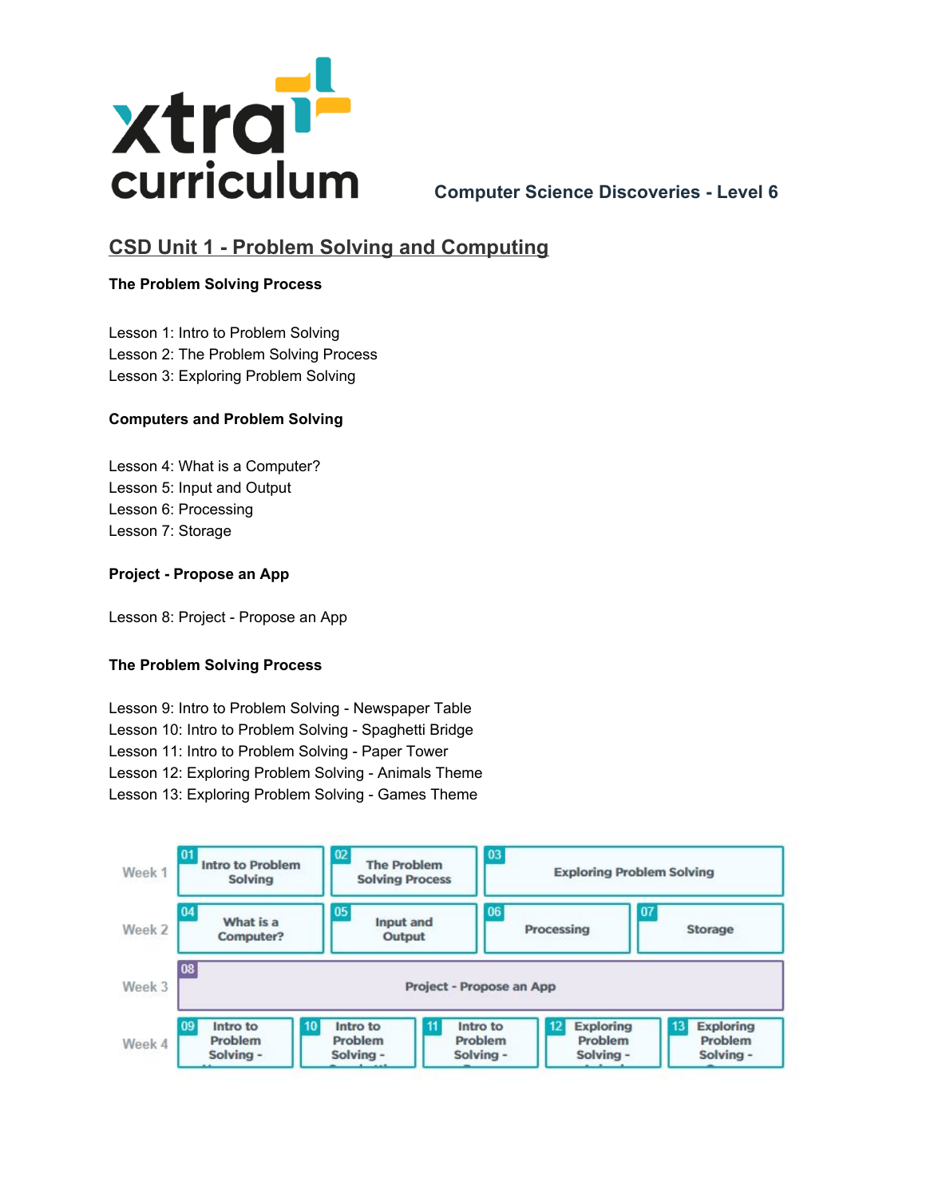**Computer Science Discoveries - Level 6**

# CSD Unit 1 - Problem Solving and Computing

**The Problem Solving Process**

Lesson 1: Intro to Problem Solving
Lesson 2: The Problem Solving Process
Lesson 3: Exploring Problem Solving

**Computers and Problem Solving**

Lesson 4: What is a Computer?
Lesson 5: Input and Output
Lesson 6: Processing
Lesson 7: Storage

**Project - Propose an App**

Lesson 8: Project - Propose an App

**The Problem Solving Process**

Lesson 9: Intro to Problem Solving - Newspaper Table
Lesson 10: Intro to Problem Solving - Spaghetti Bridge
Lesson 11: Intro to Problem Solving - Paper Tower
Lesson 12: Exploring Problem Solving - Animals Theme
Lesson 13: Exploring Problem Solving - Games Theme

| Week | Lessons | | | | |
|---|---|---|---|---|---|
| Week 1 | 01 Intro to Problem Solving | 02 The Problem Solving Process | 03 Exploring Problem Solving | | |
| Week 2 | 04 What is a Computer? | 05 Input and Output | 06 Processing | 07 Storage | |
| Week 3 | 08 Project - Propose an App | | | | |
| Week 4 | 09 Intro to Problem Solving - | 10 Intro to Problem Solving - | 11 Intro to Problem Solving - | 12 Exploring Problem Solving - | 13 Exploring Problem Solving - |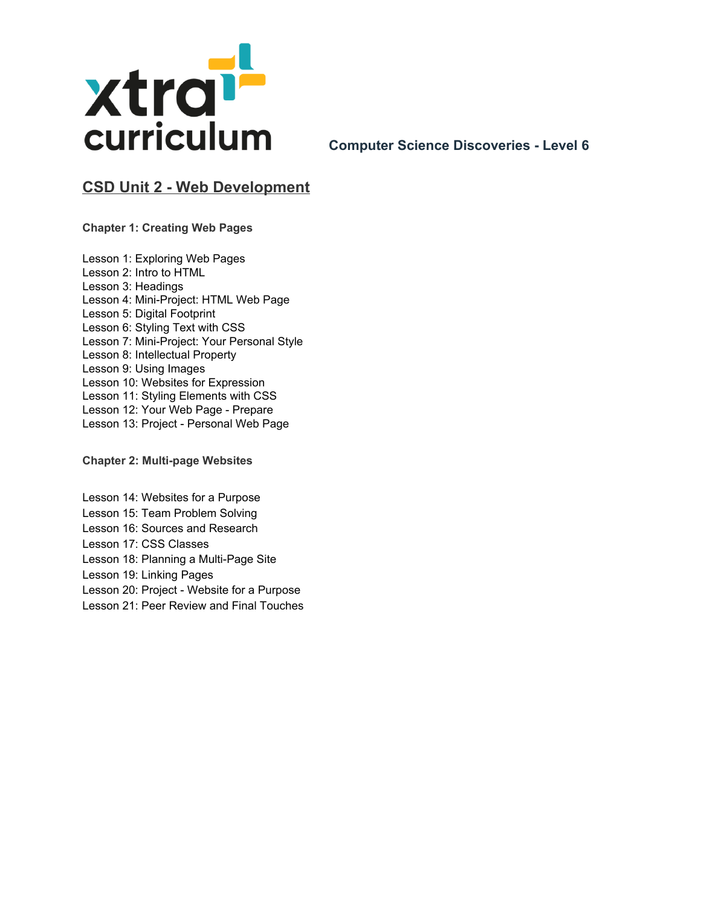**Computer Science Discoveries - Level 6**

# CSD Unit 2 - Web Development

### Chapter 1: Creating Web Pages

Lesson 1: Exploring Web Pages
Lesson 2: Intro to HTML
Lesson 3: Headings
Lesson 4: Mini-Project: HTML Web Page
Lesson 5: Digital Footprint
Lesson 6: Styling Text with CSS
Lesson 7: Mini-Project: Your Personal Style
Lesson 8: Intellectual Property
Lesson 9: Using Images
Lesson 10: Websites for Expression
Lesson 11: Styling Elements with CSS
Lesson 12: Your Web Page - Prepare
Lesson 13: Project - Personal Web Page

### Chapter 2: Multi-page Websites

Lesson 14: Websites for a Purpose
Lesson 15: Team Problem Solving
Lesson 16: Sources and Research
Lesson 17: CSS Classes
Lesson 18: Planning a Multi-Page Site
Lesson 19: Linking Pages
Lesson 20: Project - Website for a Purpose
Lesson 21: Peer Review and Final Touches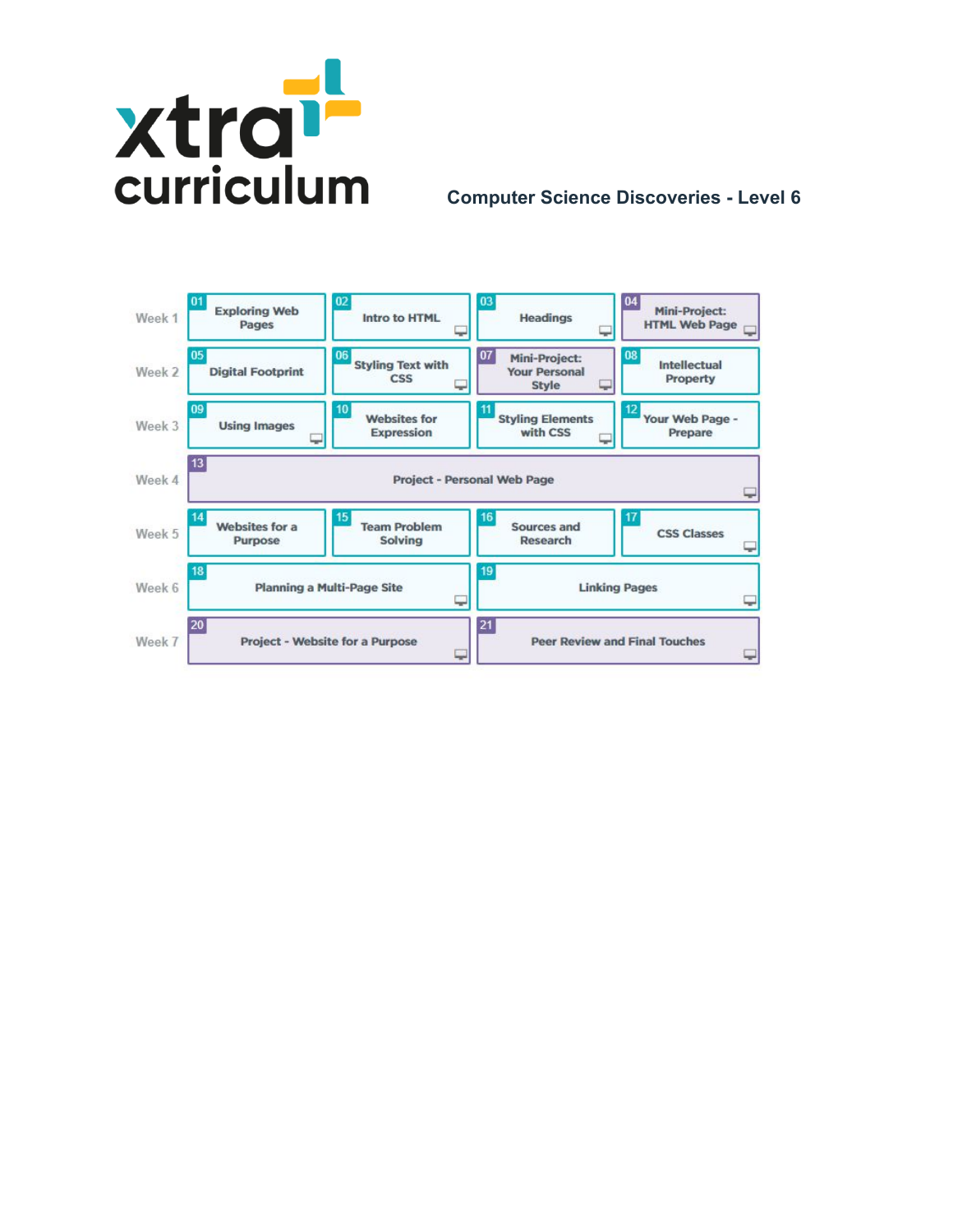Computer Science Discoveries - Level 6

| | | | | |
|---|---|---|---|---|
| Week 1 | 01 Exploring Web Pages | 02 Intro to HTML | 03 Headings | 04 Mini-Project: HTML Web Page |
| Week 2 | 05 Digital Footprint | 06 Styling Text with CSS | 07 Mini-Project: Your Personal Style | 08 Intellectual Property |
| Week 3 | 09 Using Images | 10 Websites for Expression | 11 Styling Elements with CSS | 12 Your Web Page - Prepare |
| Week 4 | 13 Project - Personal Web Page | | | |
| Week 5 | 14 Websites for a Purpose | 15 Team Problem Solving | 16 Sources and Research | 17 CSS Classes |
| Week 6 | 18 Planning a Multi-Page Site | | 19 Linking Pages | |
| Week 7 | 20 Project - Website for a Purpose | | 21 Peer Review and Final Touches | |